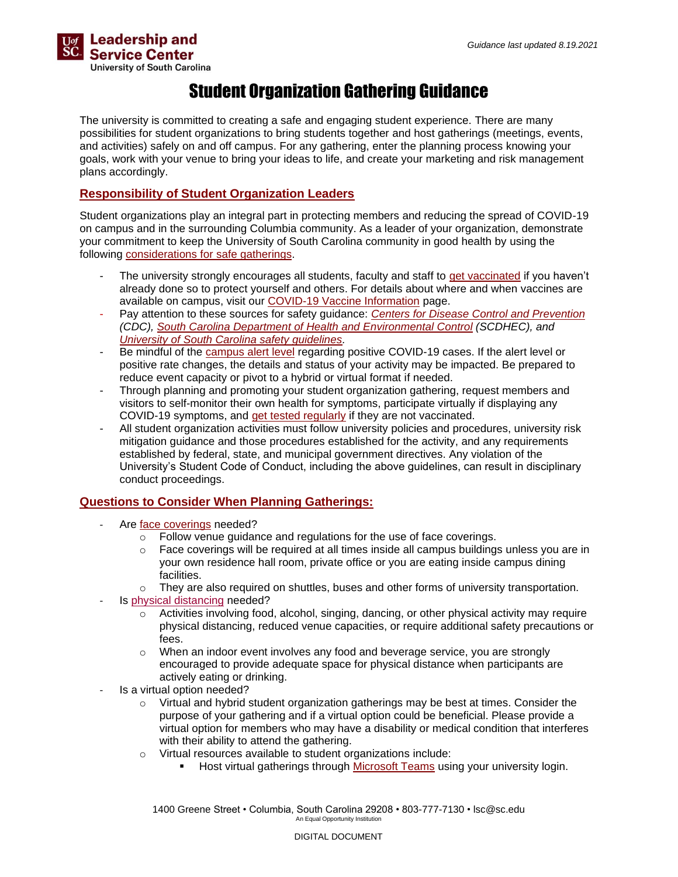Leadership and Service Center
University of South Carolina

*Guidance last updated 8.19.2021*

# Student Organization Gathering Guidance

The university is committed to creating a safe and engaging student experience. There are many possibilities for student organizations to bring students together and host gatherings (meetings, events, and activities) safely on and off campus. For any gathering, enter the planning process knowing your goals, work with your venue to bring your ideas to life, and create your marketing and risk management plans accordingly.

## Responsibility of Student Organization Leaders

Student organizations play an integral part in protecting members and reducing the spread of COVID-19 on campus and in the surrounding Columbia community. As a leader of your organization, demonstrate your commitment to keep the University of South Carolina community in good health by using the following considerations for safe gatherings.

- The university strongly encourages all students, faculty and staff to get vaccinated if you haven't already done so to protect yourself and others. For details about where and when vaccines are available on campus, visit our COVID-19 Vaccine Information page.
- Pay attention to these sources for safety guidance: *Centers for Disease Control and Prevention (CDC), South Carolina Department of Health and Environmental Control (SCDHEC), and University of South Carolina safety guidelines.*
- Be mindful of the campus alert level regarding positive COVID-19 cases. If the alert level or positive rate changes, the details and status of your activity may be impacted. Be prepared to reduce event capacity or pivot to a hybrid or virtual format if needed.
- Through planning and promoting your student organization gathering, request members and visitors to self-monitor their own health for symptoms, participate virtually if displaying any COVID-19 symptoms, and get tested regularly if they are not vaccinated.
- All student organization activities must follow university policies and procedures, university risk mitigation guidance and those procedures established for the activity, and any requirements established by federal, state, and municipal government directives. Any violation of the University's Student Code of Conduct, including the above guidelines, can result in disciplinary conduct proceedings.

## Questions to Consider When Planning Gatherings:

- Are face coverings needed?
  - Follow venue guidance and regulations for the use of face coverings.
  - Face coverings will be required at all times inside all campus buildings unless you are in your own residence hall room, private office or you are eating inside campus dining facilities.
  - They are also required on shuttles, buses and other forms of university transportation.
- Is physical distancing needed?
  - Activities involving food, alcohol, singing, dancing, or other physical activity may require physical distancing, reduced venue capacities, or require additional safety precautions or fees.
  - When an indoor event involves any food and beverage service, you are strongly encouraged to provide adequate space for physical distance when participants are actively eating or drinking.
- Is a virtual option needed?
  - Virtual and hybrid student organization gatherings may be best at times. Consider the purpose of your gathering and if a virtual option could be beneficial. Please provide a virtual option for members who may have a disability or medical condition that interferes with their ability to attend the gathering.
  - Virtual resources available to student organizations include:
    - Host virtual gatherings through Microsoft Teams using your university login.

1400 Greene Street • Columbia, South Carolina 29208 • 803-777-7130 • lsc@sc.edu
An Equal Opportunity Institution

DIGITAL DOCUMENT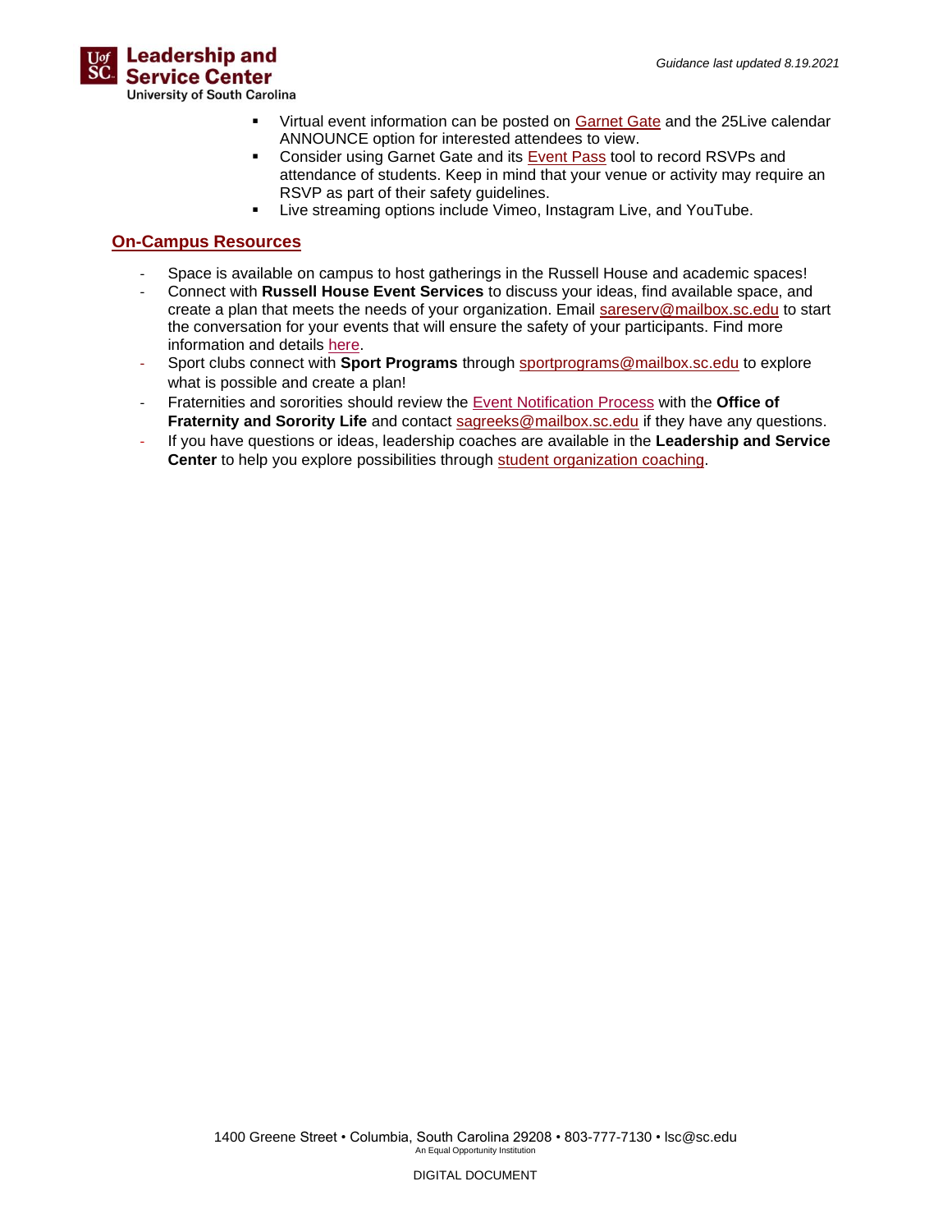- Virtual event information can be posted on Garnet Gate and the 25Live calendar ANNOUNCE option for interested attendees to view.
- Consider using Garnet Gate and its Event Pass tool to record RSVPs and attendance of students. Keep in mind that your venue or activity may require an RSVP as part of their safety guidelines.
- Live streaming options include Vimeo, Instagram Live, and YouTube.

## On-Campus Resources

- Space is available on campus to host gatherings in the Russell House and academic spaces!
- Connect with **Russell House Event Services** to discuss your ideas, find available space, and create a plan that meets the needs of your organization. Email sareserv@mailbox.sc.edu to start the conversation for your events that will ensure the safety of your participants. Find more information and details here.
- Sport clubs connect with **Sport Programs** through sportprograms@mailbox.sc.edu to explore what is possible and create a plan!
- Fraternities and sororities should review the Event Notification Process with the **Office of Fraternity and Sorority Life** and contact sagreeks@mailbox.sc.edu if they have any questions.
- If you have questions or ideas, leadership coaches are available in the **Leadership and Service Center** to help you explore possibilities through student organization coaching.

1400 Greene Street • Columbia, South Carolina 29208 • 803-777-7130 • lsc@sc.edu
An Equal Opportunity Institution

DIGITAL DOCUMENT